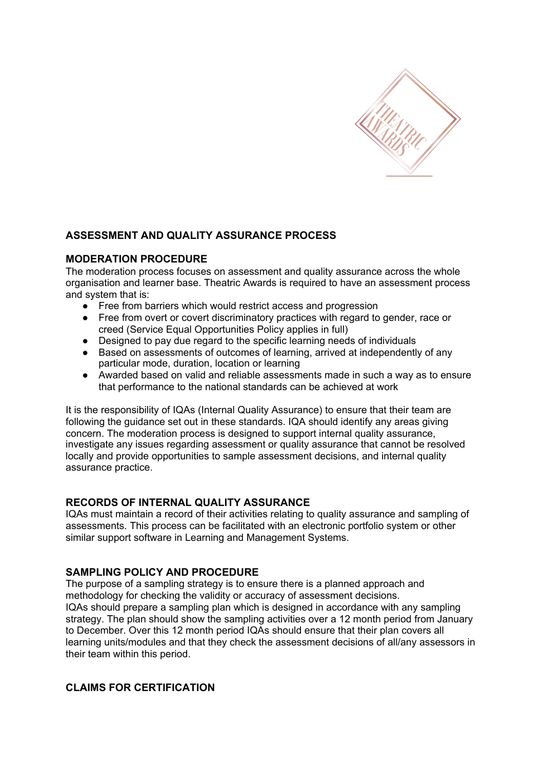## ASSESSMENT AND QUALITY ASSURANCE PROCESS

### MODERATION PROCEDURE

The moderation process focuses on assessment and quality assurance across the whole organisation and learner base. Theatric Awards is required to have an assessment process and system that is:

- Free from barriers which would restrict access and progression
- Free from overt or covert discriminatory practices with regard to gender, race or creed (Service Equal Opportunities Policy applies in full)
- Designed to pay due regard to the specific learning needs of individuals
- Based on assessments of outcomes of learning, arrived at independently of any particular mode, duration, location or learning
- Awarded based on valid and reliable assessments made in such a way as to ensure that performance to the national standards can be achieved at work

It is the responsibility of IQAs (Internal Quality Assurance) to ensure that their team are following the guidance set out in these standards. IQA should identify any areas giving concern. The moderation process is designed to support internal quality assurance, investigate any issues regarding assessment or quality assurance that cannot be resolved locally and provide opportunities to sample assessment decisions, and internal quality assurance practice.

### RECORDS OF INTERNAL QUALITY ASSURANCE

IQAs must maintain a record of their activities relating to quality assurance and sampling of assessments. This process can be facilitated with an electronic portfolio system or other similar support software in Learning and Management Systems.

### SAMPLING POLICY AND PROCEDURE

The purpose of a sampling strategy is to ensure there is a planned approach and methodology for checking the validity or accuracy of assessment decisions.
IQAs should prepare a sampling plan which is designed in accordance with any sampling strategy. The plan should show the sampling activities over a 12 month period from January to December. Over this 12 month period IQAs should ensure that their plan covers all learning units/modules and that they check the assessment decisions of all/any assessors in their team within this period.

### CLAIMS FOR CERTIFICATION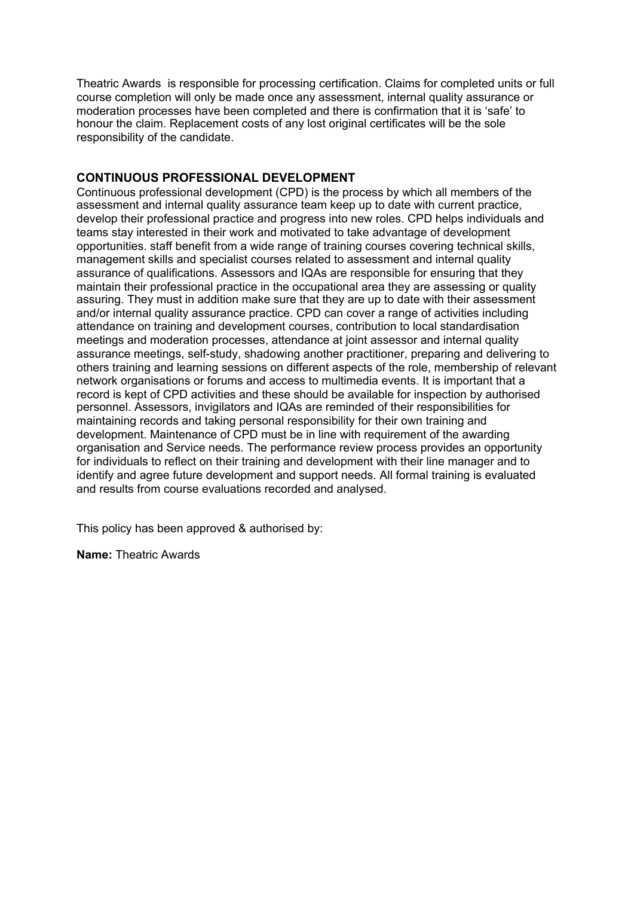Theatric Awards  is responsible for processing certification. Claims for completed units or full course completion will only be made once any assessment, internal quality assurance or moderation processes have been completed and there is confirmation that it is 'safe' to honour the claim. Replacement costs of any lost original certificates will be the sole responsibility of the candidate.

## CONTINUOUS PROFESSIONAL DEVELOPMENT

Continuous professional development (CPD) is the process by which all members of the assessment and internal quality assurance team keep up to date with current practice, develop their professional practice and progress into new roles. CPD helps individuals and teams stay interested in their work and motivated to take advantage of development opportunities. staff benefit from a wide range of training courses covering technical skills, management skills and specialist courses related to assessment and internal quality assurance of qualifications. Assessors and IQAs are responsible for ensuring that they maintain their professional practice in the occupational area they are assessing or quality assuring. They must in addition make sure that they are up to date with their assessment and/or internal quality assurance practice. CPD can cover a range of activities including attendance on training and development courses, contribution to local standardisation meetings and moderation processes, attendance at joint assessor and internal quality assurance meetings, self-study, shadowing another practitioner, preparing and delivering to others training and learning sessions on different aspects of the role, membership of relevant network organisations or forums and access to multimedia events. It is important that a record is kept of CPD activities and these should be available for inspection by authorised personnel. Assessors, invigilators and IQAs are reminded of their responsibilities for maintaining records and taking personal responsibility for their own training and development. Maintenance of CPD must be in line with requirement of the awarding organisation and Service needs. The performance review process provides an opportunity for individuals to reflect on their training and development with their line manager and to identify and agree future development and support needs. All formal training is evaluated and results from course evaluations recorded and analysed.

This policy has been approved & authorised by:

**Name:** Theatric Awards